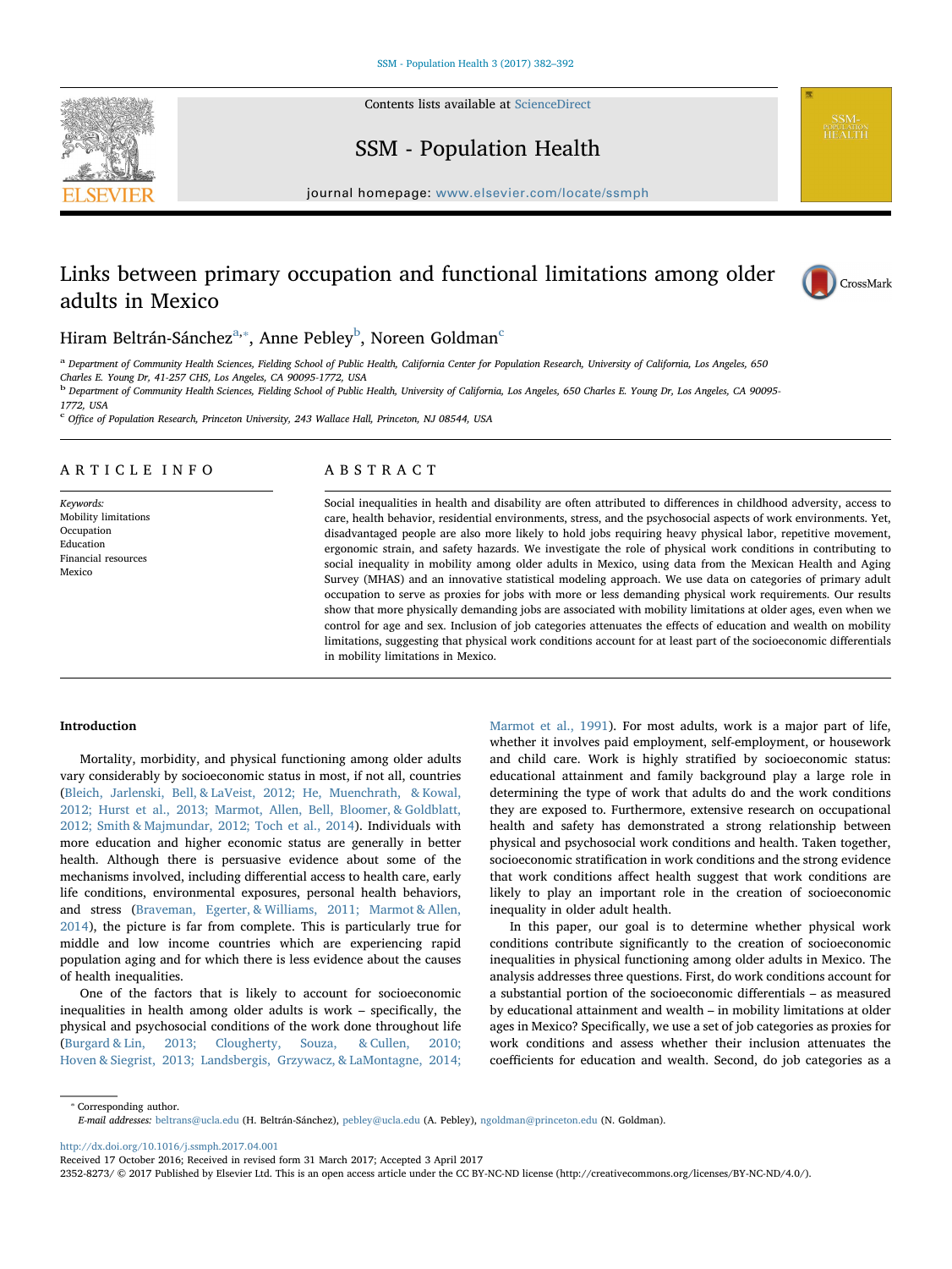# Links between primary occupation and functional limitations among older adults in Mexico

Hiram Beltrán-Sánchez[a,*], Anne Pebley[b], Noreen Goldman[c]

[a] Department of Community Health Sciences, Fielding School of Public Health, California Center for Population Research, University of California, Los Angeles, 650 Charles E. Young Dr, 41-257 CHS, Los Angeles, CA 90095-1772, USA

[b] Department of Community Health Sciences, Fielding School of Public Health, University of California, Los Angeles, 650 Charles E. Young Dr, Los Angeles, CA 90095-1772, USA

[c] Office of Population Research, Princeton University, 243 Wallace Hall, Princeton, NJ 08544, USA

## ARTICLE INFO

*Keywords:*
Mobility limitations
Occupation
Education
Financial resources
Mexico

## ABSTRACT

Social inequalities in health and disability are often attributed to differences in childhood adversity, access to care, health behavior, residential environments, stress, and the psychosocial aspects of work environments. Yet, disadvantaged people are also more likely to hold jobs requiring heavy physical labor, repetitive movement, ergonomic strain, and safety hazards. We investigate the role of physical work conditions in contributing to social inequality in mobility among older adults in Mexico, using data from the Mexican Health and Aging Survey (MHAS) and an innovative statistical modeling approach. We use data on categories of primary adult occupation to serve as proxies for jobs with more or less demanding physical work requirements. Our results show that more physically demanding jobs are associated with mobility limitations at older ages, even when we control for age and sex. Inclusion of job categories attenuates the effects of education and wealth on mobility limitations, suggesting that physical work conditions account for at least part of the socioeconomic differentials in mobility limitations in Mexico.

## Introduction

Mortality, morbidity, and physical functioning among older adults vary considerably by socioeconomic status in most, if not all, countries (Bleich, Jarlenski, Bell, & LaVeist, 2012; He, Muenchrath, & Kowal, 2012; Hurst et al., 2013; Marmot, Allen, Bell, Bloomer, & Goldblatt, 2012; Smith & Majmundar, 2012; Toch et al., 2014). Individuals with more education and higher economic status are generally in better health. Although there is persuasive evidence about some of the mechanisms involved, including differential access to health care, early life conditions, environmental exposures, personal health behaviors, and stress (Braveman, Egerter, & Williams, 2011; Marmot & Allen, 2014), the picture is far from complete. This is particularly true for middle and low income countries which are experiencing rapid population aging and for which there is less evidence about the causes of health inequalities.

One of the factors that is likely to account for socioeconomic inequalities in health among older adults is work – specifically, the physical and psychosocial conditions of the work done throughout life (Burgard & Lin, 2013; Clougherty, Souza, & Cullen, 2010; Hoven & Siegrist, 2013; Landsbergis, Grzywacz, & LaMontagne, 2014; Marmot et al., 1991). For most adults, work is a major part of life, whether it involves paid employment, self-employment, or housework and child care. Work is highly stratified by socioeconomic status: educational attainment and family background play a large role in determining the type of work that adults do and the work conditions they are exposed to. Furthermore, extensive research on occupational health and safety has demonstrated a strong relationship between physical and psychosocial work conditions and health. Taken together, socioeconomic stratification in work conditions and the strong evidence that work conditions affect health suggest that work conditions are likely to play an important role in the creation of socioeconomic inequality in older adult health.

In this paper, our goal is to determine whether physical work conditions contribute significantly to the creation of socioeconomic inequalities in physical functioning among older adults in Mexico. The analysis addresses three questions. First, do work conditions account for a substantial portion of the socioeconomic differentials – as measured by educational attainment and wealth – in mobility limitations at older ages in Mexico? Specifically, we use a set of job categories as proxies for work conditions and assess whether their inclusion attenuates the coefficients for education and wealth. Second, do job categories as a

* Corresponding author.
*E-mail addresses:* beltrans@ucla.edu (H. Beltrán-Sánchez), pebley@ucla.edu (A. Pebley), ngoldman@princeton.edu (N. Goldman).

http://dx.doi.org/10.1016/j.ssmph.2017.04.001
Received 17 October 2016; Received in revised form 31 March 2017; Accepted 3 April 2017
2352-8273/ © 2017 Published by Elsevier Ltd. This is an open access article under the CC BY-NC-ND license (http://creativecommons.org/licenses/BY-NC-ND/4.0/).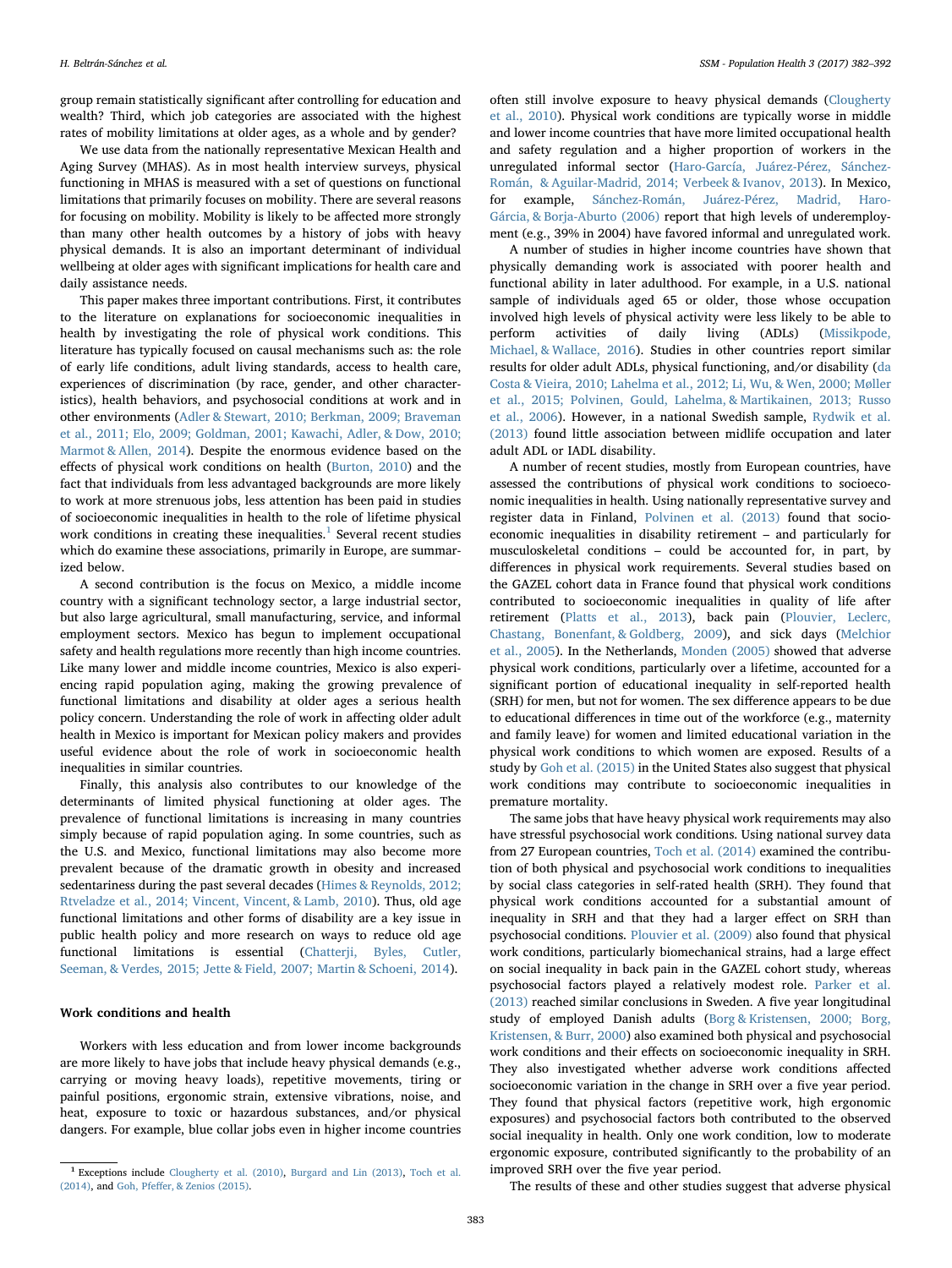group remain statistically significant after controlling for education and wealth? Third, which job categories are associated with the highest rates of mobility limitations at older ages, as a whole and by gender?

We use data from the nationally representative Mexican Health and Aging Survey (MHAS). As in most health interview surveys, physical functioning in MHAS is measured with a set of questions on functional limitations that primarily focuses on mobility. There are several reasons for focusing on mobility. Mobility is likely to be affected more strongly than many other health outcomes by a history of jobs with heavy physical demands. It is also an important determinant of individual wellbeing at older ages with significant implications for health care and daily assistance needs.

This paper makes three important contributions. First, it contributes to the literature on explanations for socioeconomic inequalities in health by investigating the role of physical work conditions. This literature has typically focused on causal mechanisms such as: the role of early life conditions, adult living standards, access to health care, experiences of discrimination (by race, gender, and other characteristics), health behaviors, and psychosocial conditions at work and in other environments (Adler & Stewart, 2010; Berkman, 2009; Braveman et al., 2011; Elo, 2009; Goldman, 2001; Kawachi, Adler, & Dow, 2010; Marmot & Allen, 2014). Despite the enormous evidence based on the effects of physical work conditions on health (Burton, 2010) and the fact that individuals from less advantaged backgrounds are more likely to work at more strenuous jobs, less attention has been paid in studies of socioeconomic inequalities in health to the role of lifetime physical work conditions in creating these inequalities.[1] Several recent studies which do examine these associations, primarily in Europe, are summarized below.

A second contribution is the focus on Mexico, a middle income country with a significant technology sector, a large industrial sector, but also large agricultural, small manufacturing, service, and informal employment sectors. Mexico has begun to implement occupational safety and health regulations more recently than high income countries. Like many lower and middle income countries, Mexico is also experiencing rapid population aging, making the growing prevalence of functional limitations and disability at older ages a serious health policy concern. Understanding the role of work in affecting older adult health in Mexico is important for Mexican policy makers and provides useful evidence about the role of work in socioeconomic health inequalities in similar countries.

Finally, this analysis also contributes to our knowledge of the determinants of limited physical functioning at older ages. The prevalence of functional limitations is increasing in many countries simply because of rapid population aging. In some countries, such as the U.S. and Mexico, functional limitations may also become more prevalent because of the dramatic growth in obesity and increased sedentariness during the past several decades (Himes & Reynolds, 2012; Rtveladze et al., 2014; Vincent, Vincent, & Lamb, 2010). Thus, old age functional limitations and other forms of disability are a key issue in public health policy and more research on ways to reduce old age functional limitations is essential (Chatterji, Byles, Cutler, Seeman, & Verdes, 2015; Jette & Field, 2007; Martin & Schoeni, 2014).

## Work conditions and health

Workers with less education and from lower income backgrounds are more likely to have jobs that include heavy physical demands (e.g., carrying or moving heavy loads), repetitive movements, tiring or painful positions, ergonomic strain, extensive vibrations, noise, and heat, exposure to toxic or hazardous substances, and/or physical dangers. For example, blue collar jobs even in higher income countries often still involve exposure to heavy physical demands (Clougherty et al., 2010). Physical work conditions are typically worse in middle and lower income countries that have more limited occupational health and safety regulation and a higher proportion of workers in the unregulated informal sector (Haro-García, Juárez-Pérez, Sánchez-Román, & Aguilar-Madrid, 2014; Verbeek & Ivanov, 2013). In Mexico, for example, Sánchez-Román, Juárez-Pérez, Madrid, Haro-Gárcia, & Borja-Aburto (2006) report that high levels of underemployment (e.g., 39% in 2004) have favored informal and unregulated work.

A number of studies in higher income countries have shown that physically demanding work is associated with poorer health and functional ability in later adulthood. For example, in a U.S. national sample of individuals aged 65 or older, those whose occupation involved high levels of physical activity were less likely to be able to perform activities of daily living (ADLs) (Missikpode, Michael, & Wallace, 2016). Studies in other countries report similar results for older adult ADLs, physical functioning, and/or disability (da Costa & Vieira, 2010; Lahelma et al., 2012; Li, Wu, & Wen, 2000; Møller et al., 2015; Polvinen, Gould, Lahelma, & Martikainen, 2013; Russo et al., 2006). However, in a national Swedish sample, Rydwik et al. (2013) found little association between midlife occupation and later adult ADL or IADL disability.

A number of recent studies, mostly from European countries, have assessed the contributions of physical work conditions to socioeconomic inequalities in health. Using nationally representative survey and register data in Finland, Polvinen et al. (2013) found that socioeconomic inequalities in disability retirement – and particularly for musculoskeletal conditions – could be accounted for, in part, by differences in physical work requirements. Several studies based on the GAZEL cohort data in France found that physical work conditions contributed to socioeconomic inequalities in quality of life after retirement (Platts et al., 2013), back pain (Plouvier, Leclerc, Chastang, Bonenfant, & Goldberg, 2009), and sick days (Melchior et al., 2005). In the Netherlands, Monden (2005) showed that adverse physical work conditions, particularly over a lifetime, accounted for a significant portion of educational inequality in self-reported health (SRH) for men, but not for women. The sex difference appears to be due to educational differences in time out of the workforce (e.g., maternity and family leave) for women and limited educational variation in the physical work conditions to which women are exposed. Results of a study by Goh et al. (2015) in the United States also suggest that physical work conditions may contribute to socioeconomic inequalities in premature mortality.

The same jobs that have heavy physical work requirements may also have stressful psychosocial work conditions. Using national survey data from 27 European countries, Toch et al. (2014) examined the contribution of both physical and psychosocial work conditions to inequalities by social class categories in self-rated health (SRH). They found that physical work conditions accounted for a substantial amount of inequality in SRH and that they had a larger effect on SRH than psychosocial conditions. Plouvier et al. (2009) also found that physical work conditions, particularly biomechanical strains, had a large effect on social inequality in back pain in the GAZEL cohort study, whereas psychosocial factors played a relatively modest role. Parker et al. (2013) reached similar conclusions in Sweden. A five year longitudinal study of employed Danish adults (Borg & Kristensen, 2000; Borg, Kristensen, & Burr, 2000) also examined both physical and psychosocial work conditions and their effects on socioeconomic inequality in SRH. They also investigated whether adverse work conditions affected socioeconomic variation in the change in SRH over a five year period. They found that physical factors (repetitive work, high ergonomic exposures) and psychosocial factors both contributed to the observed social inequality in health. Only one work condition, low to moderate ergonomic exposure, contributed significantly to the probability of an improved SRH over the five year period.

The results of these and other studies suggest that adverse physical

[1] Exceptions include Clougherty et al. (2010), Burgard and Lin (2013), Toch et al. (2014), and Goh, Pfeffer, & Zenios (2015).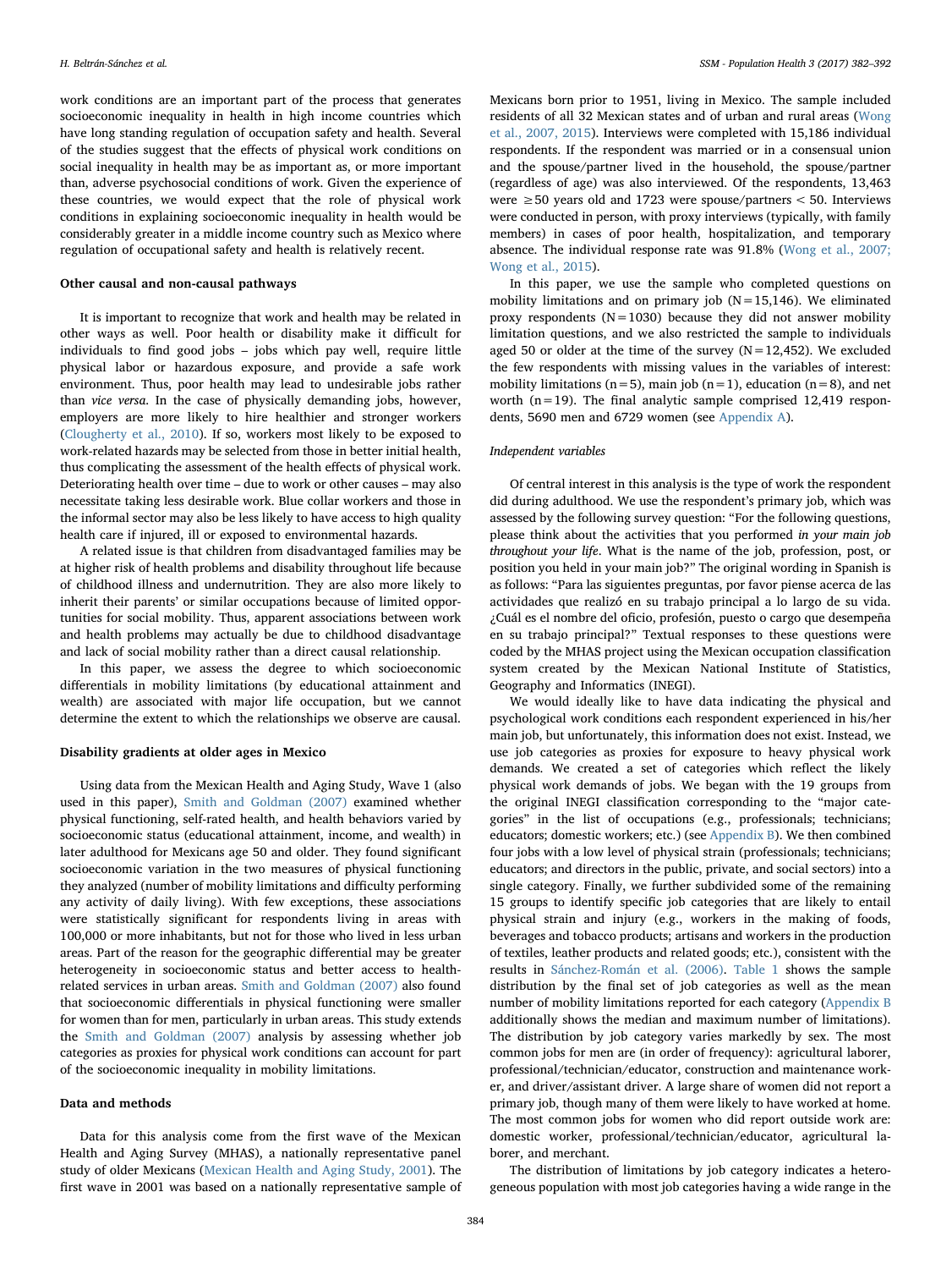work conditions are an important part of the process that generates socioeconomic inequality in health in high income countries which have long standing regulation of occupation safety and health. Several of the studies suggest that the effects of physical work conditions on social inequality in health may be as important as, or more important than, adverse psychosocial conditions of work. Given the experience of these countries, we would expect that the role of physical work conditions in explaining socioeconomic inequality in health would be considerably greater in a middle income country such as Mexico where regulation of occupational safety and health is relatively recent.

### Other causal and non-causal pathways

It is important to recognize that work and health may be related in other ways as well. Poor health or disability make it difficult for individuals to find good jobs – jobs which pay well, require little physical labor or hazardous exposure, and provide a safe work environment. Thus, poor health may lead to undesirable jobs rather than *vice versa*. In the case of physically demanding jobs, however, employers are more likely to hire healthier and stronger workers (Clougherty et al., 2010). If so, workers most likely to be exposed to work-related hazards may be selected from those in better initial health, thus complicating the assessment of the health effects of physical work. Deteriorating health over time – due to work or other causes – may also necessitate taking less desirable work. Blue collar workers and those in the informal sector may also be less likely to have access to high quality health care if injured, ill or exposed to environmental hazards.

A related issue is that children from disadvantaged families may be at higher risk of health problems and disability throughout life because of childhood illness and undernutrition. They are also more likely to inherit their parents' or similar occupations because of limited opportunities for social mobility. Thus, apparent associations between work and health problems may actually be due to childhood disadvantage and lack of social mobility rather than a direct causal relationship.

In this paper, we assess the degree to which socioeconomic differentials in mobility limitations (by educational attainment and wealth) are associated with major life occupation, but we cannot determine the extent to which the relationships we observe are causal.

### Disability gradients at older ages in Mexico

Using data from the Mexican Health and Aging Study, Wave 1 (also used in this paper), Smith and Goldman (2007) examined whether physical functioning, self-rated health, and health behaviors varied by socioeconomic status (educational attainment, income, and wealth) in later adulthood for Mexicans age 50 and older. They found significant socioeconomic variation in the two measures of physical functioning they analyzed (number of mobility limitations and difficulty performing any activity of daily living). With few exceptions, these associations were statistically significant for respondents living in areas with 100,000 or more inhabitants, but not for those who lived in less urban areas. Part of the reason for the geographic differential may be greater heterogeneity in socioeconomic status and better access to health-related services in urban areas. Smith and Goldman (2007) also found that socioeconomic differentials in physical functioning were smaller for women than for men, particularly in urban areas. This study extends the Smith and Goldman (2007) analysis by assessing whether job categories as proxies for physical work conditions can account for part of the socioeconomic inequality in mobility limitations.

## Data and methods

Data for this analysis come from the first wave of the Mexican Health and Aging Survey (MHAS), a nationally representative panel study of older Mexicans (Mexican Health and Aging Study, 2001). The first wave in 2001 was based on a nationally representative sample of Mexicans born prior to 1951, living in Mexico. The sample included residents of all 32 Mexican states and of urban and rural areas (Wong et al., 2007, 2015). Interviews were completed with 15,186 individual respondents. If the respondent was married or in a consensual union and the spouse/partner lived in the household, the spouse/partner (regardless of age) was also interviewed. Of the respondents, 13,463 were ≥50 years old and 1723 were spouse/partners < 50. Interviews were conducted in person, with proxy interviews (typically, with family members) in cases of poor health, hospitalization, and temporary absence. The individual response rate was 91.8% (Wong et al., 2007; Wong et al., 2015).

In this paper, we use the sample who completed questions on mobility limitations and on primary job (N = 15,146). We eliminated proxy respondents (N = 1030) because they did not answer mobility limitation questions, and we also restricted the sample to individuals aged 50 or older at the time of the survey (N = 12,452). We excluded the few respondents with missing values in the variables of interest: mobility limitations (n = 5), main job (n = 1), education (n = 8), and net worth (n = 19). The final analytic sample comprised 12,419 respondents, 5690 men and 6729 women (see Appendix A).

#### *Independent variables*

Of central interest in this analysis is the type of work the respondent did during adulthood. We use the respondent's primary job, which was assessed by the following survey question: "For the following questions, please think about the activities that you performed *in your main job throughout your life*. What is the name of the job, profession, post, or position you held in your main job?" The original wording in Spanish is as follows: "Para las siguientes preguntas, por favor piense acerca de las actividades que realizó en su trabajo principal a lo largo de su vida. ¿Cuál es el nombre del oficio, profesión, puesto o cargo que desempeña en su trabajo principal?" Textual responses to these questions were coded by the MHAS project using the Mexican occupation classification system created by the Mexican National Institute of Statistics, Geography and Informatics (INEGI).

We would ideally like to have data indicating the physical and psychological work conditions each respondent experienced in his/her main job, but unfortunately, this information does not exist. Instead, we use job categories as proxies for exposure to heavy physical work demands. We created a set of categories which reflect the likely physical work demands of jobs. We began with the 19 groups from the original INEGI classification corresponding to the "major categories" in the list of occupations (e.g., professionals; technicians; educators; domestic workers; etc.) (see Appendix B). We then combined four jobs with a low level of physical strain (professionals; technicians; educators; and directors in the public, private, and social sectors) into a single category. Finally, we further subdivided some of the remaining 15 groups to identify specific job categories that are likely to entail physical strain and injury (e.g., workers in the making of foods, beverages and tobacco products; artisans and workers in the production of textiles, leather products and related goods; etc.), consistent with the results in Sánchez-Román et al. (2006). Table 1 shows the sample distribution by the final set of job categories as well as the mean number of mobility limitations reported for each category (Appendix B additionally shows the median and maximum number of limitations). The distribution by job category varies markedly by sex. The most common jobs for men are (in order of frequency): agricultural laborer, professional/technician/educator, construction and maintenance worker, and driver/assistant driver. A large share of women did not report a primary job, though many of them were likely to have worked at home. The most common jobs for women who did report outside work are: domestic worker, professional/technician/educator, agricultural laborer, and merchant.

The distribution of limitations by job category indicates a heterogeneous population with most job categories having a wide range in the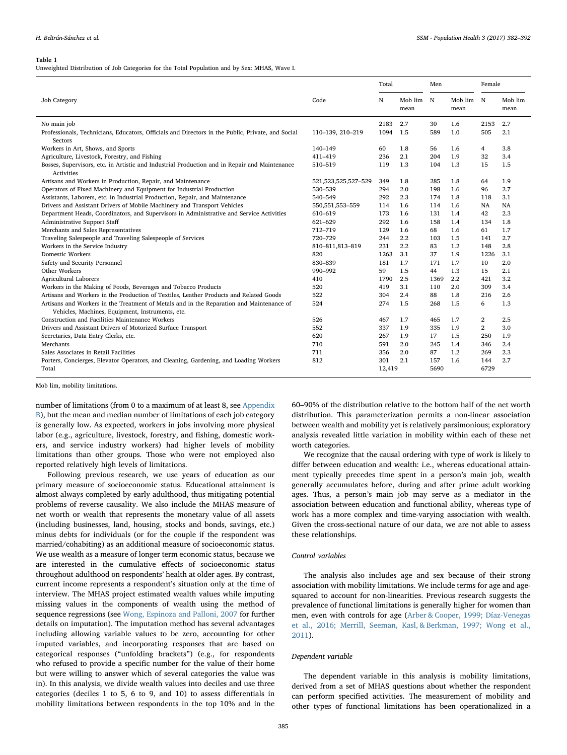**Table 1**
Unweighted Distribution of Job Categories for the Total Population and by Sex: MHAS, Wave I.

| Job Category | Code | Total | | Men | | Female | |
|---|---|---|---|---|---|---|---|
| | | N | Mob lim mean | N | Mob lim mean | N | Mob lim mean |
| No main job | | 2183 | 2.7 | 30 | 1.6 | 2153 | 2.7 |
| Professionals, Technicians, Educators, Officials and Directors in the Public, Private, and Social Sectors | 110–139, 210–219 | 1094 | 1.5 | 589 | 1.0 | 505 | 2.1 |
| Workers in Art, Shows, and Sports | 140–149 | 60 | 1.8 | 56 | 1.6 | 4 | 3.8 |
| Agriculture, Livestock, Forestry, and Fishing | 411–419 | 236 | 2.1 | 204 | 1.9 | 32 | 3.4 |
| Bosses, Supervisors, etc. in Artistic and Industrial Production and in Repair and Maintenance Activities | 510–519 | 119 | 1.3 | 104 | 1.3 | 15 | 1.5 |
| Artisans and Workers in Production, Repair, and Maintenance | 521,523,525,527–529 | 349 | 1.8 | 285 | 1.8 | 64 | 1.9 |
| Operators of Fixed Machinery and Equipment for Industrial Production | 530–539 | 294 | 2.0 | 198 | 1.6 | 96 | 2.7 |
| Assistants, Laborers, etc. in Industrial Production, Repair, and Maintenance | 540–549 | 292 | 2.3 | 174 | 1.8 | 118 | 3.1 |
| Drivers and Assistant Drivers of Mobile Machinery and Transport Vehicles | 550,551,553–559 | 114 | 1.6 | 114 | 1.6 | NA | NA |
| Department Heads, Coordinators, and Supervisors in Administrative and Service Activities | 610–619 | 173 | 1.6 | 131 | 1.4 | 42 | 2.3 |
| Administrative Support Staff | 621–629 | 292 | 1.6 | 158 | 1.4 | 134 | 1.8 |
| Merchants and Sales Representatives | 712–719 | 129 | 1.6 | 68 | 1.6 | 61 | 1.7 |
| Traveling Salespeople and Traveling Salespeople of Services | 720–729 | 244 | 2.2 | 103 | 1.5 | 141 | 2.7 |
| Workers in the Service Industry | 810–811,813–819 | 231 | 2.2 | 83 | 1.2 | 148 | 2.8 |
| Domestic Workers | 820 | 1263 | 3.1 | 37 | 1.9 | 1226 | 3.1 |
| Safety and Security Personnel | 830–839 | 181 | 1.7 | 171 | 1.7 | 10 | 2.0 |
| Other Workers | 990–992 | 59 | 1.5 | 44 | 1.3 | 15 | 2.1 |
| Agricultural Laborers | 410 | 1790 | 2.5 | 1369 | 2.2 | 421 | 3.2 |
| Workers in the Making of Foods, Beverages and Tobacco Products | 520 | 419 | 3.1 | 110 | 2.0 | 309 | 3.4 |
| Artisans and Workers in the Production of Textiles, Leather Products and Related Goods | 522 | 304 | 2.4 | 88 | 1.8 | 216 | 2.6 |
| Artisans and Workers in the Treatment of Metals and in the Reparation and Maintenance of Vehicles, Machines, Equipment, Instruments, etc. | 524 | 274 | 1.5 | 268 | 1.5 | 6 | 1.3 |
| Construction and Facilities Maintenance Workers | 526 | 467 | 1.7 | 465 | 1.7 | 2 | 2.5 |
| Drivers and Assistant Drivers of Motorized Surface Transport | 552 | 337 | 1.9 | 335 | 1.9 | 2 | 3.0 |
| Secretaries, Data Entry Clerks, etc. | 620 | 267 | 1.9 | 17 | 1.5 | 250 | 1.9 |
| Merchants | 710 | 591 | 2.0 | 245 | 1.4 | 346 | 2.4 |
| Sales Associates in Retail Facilities | 711 | 356 | 2.0 | 87 | 1.2 | 269 | 2.3 |
| Porters, Concierges, Elevator Operators, and Cleaning, Gardening, and Loading Workers | 812 | 301 | 2.1 | 157 | 1.6 | 144 | 2.7 |
| Total | | 12,419 | | 5690 | | 6729 | |

Mob lim, mobility limitations.

number of limitations (from 0 to a maximum of at least 8, see Appendix B), but the mean and median number of limitations of each job category is generally low. As expected, workers in jobs involving more physical labor (e.g., agriculture, livestock, forestry, and fishing, domestic workers, and service industry workers) had higher levels of mobility limitations than other groups. Those who were not employed also reported relatively high levels of limitations.

Following previous research, we use years of education as our primary measure of socioeconomic status. Educational attainment is almost always completed by early adulthood, thus mitigating potential problems of reverse causality. We also include the MHAS measure of net worth or wealth that represents the monetary value of all assets (including businesses, land, housing, stocks and bonds, savings, etc.) minus debts for individuals (or for the couple if the respondent was married/cohabiting) as an additional measure of socioeconomic status. We use wealth as a measure of longer term economic status, because we are interested in the cumulative effects of socioeconomic status throughout adulthood on respondents' health at older ages. By contrast, current income represents a respondent's situation only at the time of interview. The MHAS project estimated wealth values while imputing missing values in the components of wealth using the method of sequence regressions (see Wong, Espinoza and Palloni, 2007 for further details on imputation). The imputation method has several advantages including allowing variable values to be zero, accounting for other imputed variables, and incorporating responses that are based on categorical responses ("unfolding brackets") (e.g., for respondents who refused to provide a specific number for the value of their home but were willing to answer which of several categories the value was in). In this analysis, we divide wealth values into deciles and use three categories (deciles 1 to 5, 6 to 9, and 10) to assess differentials in mobility limitations between respondents in the top 10% and in the 60–90% of the distribution relative to the bottom half of the net worth distribution. This parameterization permits a non-linear association between wealth and mobility yet is relatively parsimonious; exploratory analysis revealed little variation in mobility within each of these net worth categories.

We recognize that the causal ordering with type of work is likely to differ between education and wealth: i.e., whereas educational attainment typically precedes time spent in a person's main job, wealth generally accumulates before, during and after prime adult working ages. Thus, a person's main job may serve as a mediator in the association between education and functional ability, whereas type of work has a more complex and time-varying association with wealth. Given the cross-sectional nature of our data, we are not able to assess these relationships.

*Control variables*

The analysis also includes age and sex because of their strong association with mobility limitations. We include terms for age and age-squared to account for non-linearities. Previous research suggests the prevalence of functional limitations is generally higher for women than men, even with controls for age (Arber & Cooper, 1999; Díaz-Venegas et al., 2016; Merrill, Seeman, Kasl, & Berkman, 1997; Wong et al., 2011).

*Dependent variable*

The dependent variable in this analysis is mobility limitations, derived from a set of MHAS questions about whether the respondent can perform specified activities. The measurement of mobility and other types of functional limitations has been operationalized in a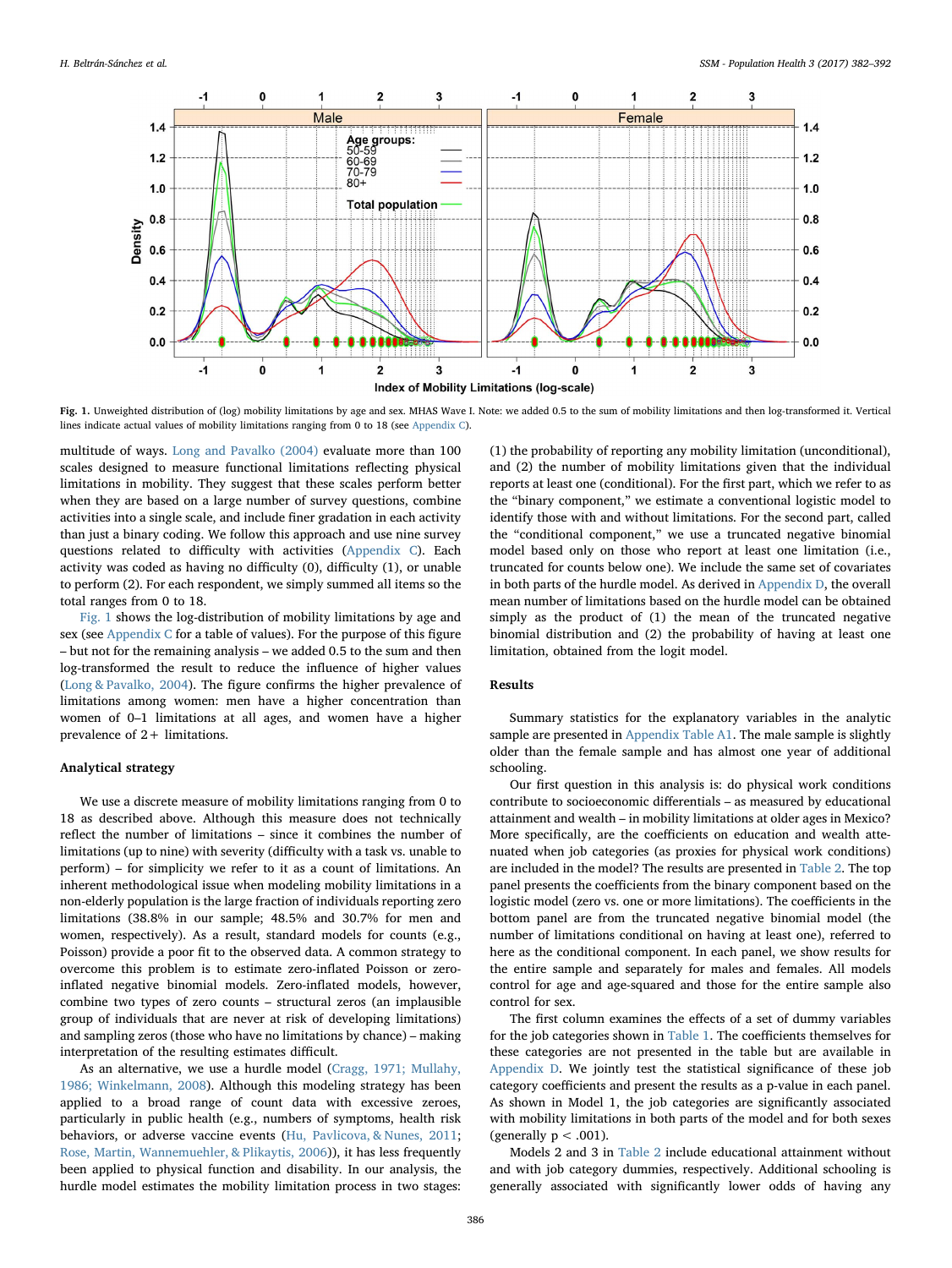**Fig. 1.** Unweighted distribution of (log) mobility limitations by age and sex. MHAS Wave I. Note: we added 0.5 to the sum of mobility limitations and then log-transformed it. Vertical lines indicate actual values of mobility limitations ranging from 0 to 18 (see Appendix C).

multitude of ways. Long and Pavalko (2004) evaluate more than 100 scales designed to measure functional limitations reflecting physical limitations in mobility. They suggest that these scales perform better when they are based on a large number of survey questions, combine activities into a single scale, and include finer gradation in each activity than just a binary coding. We follow this approach and use nine survey questions related to difficulty with activities (Appendix C). Each activity was coded as having no difficulty (0), difficulty (1), or unable to perform (2). For each respondent, we simply summed all items so the total ranges from 0 to 18.

Fig. 1 shows the log-distribution of mobility limitations by age and sex (see Appendix C for a table of values). For the purpose of this figure – but not for the remaining analysis – we added 0.5 to the sum and then log-transformed the result to reduce the influence of higher values (Long & Pavalko, 2004). The figure confirms the higher prevalence of limitations among women: men have a higher concentration than women of 0–1 limitations at all ages, and women have a higher prevalence of 2+ limitations.

### Analytical strategy

We use a discrete measure of mobility limitations ranging from 0 to 18 as described above. Although this measure does not technically reflect the number of limitations – since it combines the number of limitations (up to nine) with severity (difficulty with a task vs. unable to perform) – for simplicity we refer to it as a count of limitations. An inherent methodological issue when modeling mobility limitations in a non-elderly population is the large fraction of individuals reporting zero limitations (38.8% in our sample; 48.5% and 30.7% for men and women, respectively). As a result, standard models for counts (e.g., Poisson) provide a poor fit to the observed data. A common strategy to overcome this problem is to estimate zero-inflated Poisson or zero-inflated negative binomial models. Zero-inflated models, however, combine two types of zero counts – structural zeros (an implausible group of individuals that are never at risk of developing limitations) and sampling zeros (those who have no limitations by chance) – making interpretation of the resulting estimates difficult.

As an alternative, we use a hurdle model (Cragg, 1971; Mullahy, 1986; Winkelmann, 2008). Although this modeling strategy has been applied to a broad range of count data with excessive zeroes, particularly in public health (e.g., numbers of symptoms, health risk behaviors, or adverse vaccine events (Hu, Pavlicova, & Nunes, 2011; Rose, Martin, Wannemuehler, & Plikaytis, 2006)), it has less frequently been applied to physical function and disability. In our analysis, the hurdle model estimates the mobility limitation process in two stages: (1) the probability of reporting any mobility limitation (unconditional), and (2) the number of mobility limitations given that the individual reports at least one (conditional). For the first part, which we refer to as the "binary component," we estimate a conventional logistic model to identify those with and without limitations. For the second part, called the "conditional component," we use a truncated negative binomial model based only on those who report at least one limitation (i.e., truncated for counts below one). We include the same set of covariates in both parts of the hurdle model. As derived in Appendix D, the overall mean number of limitations based on the hurdle model can be obtained simply as the product of (1) the mean of the truncated negative binomial distribution and (2) the probability of having at least one limitation, obtained from the logit model.

## Results

Summary statistics for the explanatory variables in the analytic sample are presented in Appendix Table A1. The male sample is slightly older than the female sample and has almost one year of additional schooling.

Our first question in this analysis is: do physical work conditions contribute to socioeconomic differentials – as measured by educational attainment and wealth – in mobility limitations at older ages in Mexico? More specifically, are the coefficients on education and wealth attenuated when job categories (as proxies for physical work conditions) are included in the model? The results are presented in Table 2. The top panel presents the coefficients from the binary component based on the logistic model (zero vs. one or more limitations). The coefficients in the bottom panel are from the truncated negative binomial model (the number of limitations conditional on having at least one), referred to here as the conditional component. In each panel, we show results for the entire sample and separately for males and females. All models control for age and age-squared and those for the entire sample also control for sex.

The first column examines the effects of a set of dummy variables for the job categories shown in Table 1. The coefficients themselves for these categories are not presented in the table but are available in Appendix D. We jointly test the statistical significance of these job category coefficients and present the results as a p-value in each panel. As shown in Model 1, the job categories are significantly associated with mobility limitations in both parts of the model and for both sexes (generally $p < .001$).

Models 2 and 3 in Table 2 include educational attainment without and with job category dummies, respectively. Additional schooling is generally associated with significantly lower odds of having any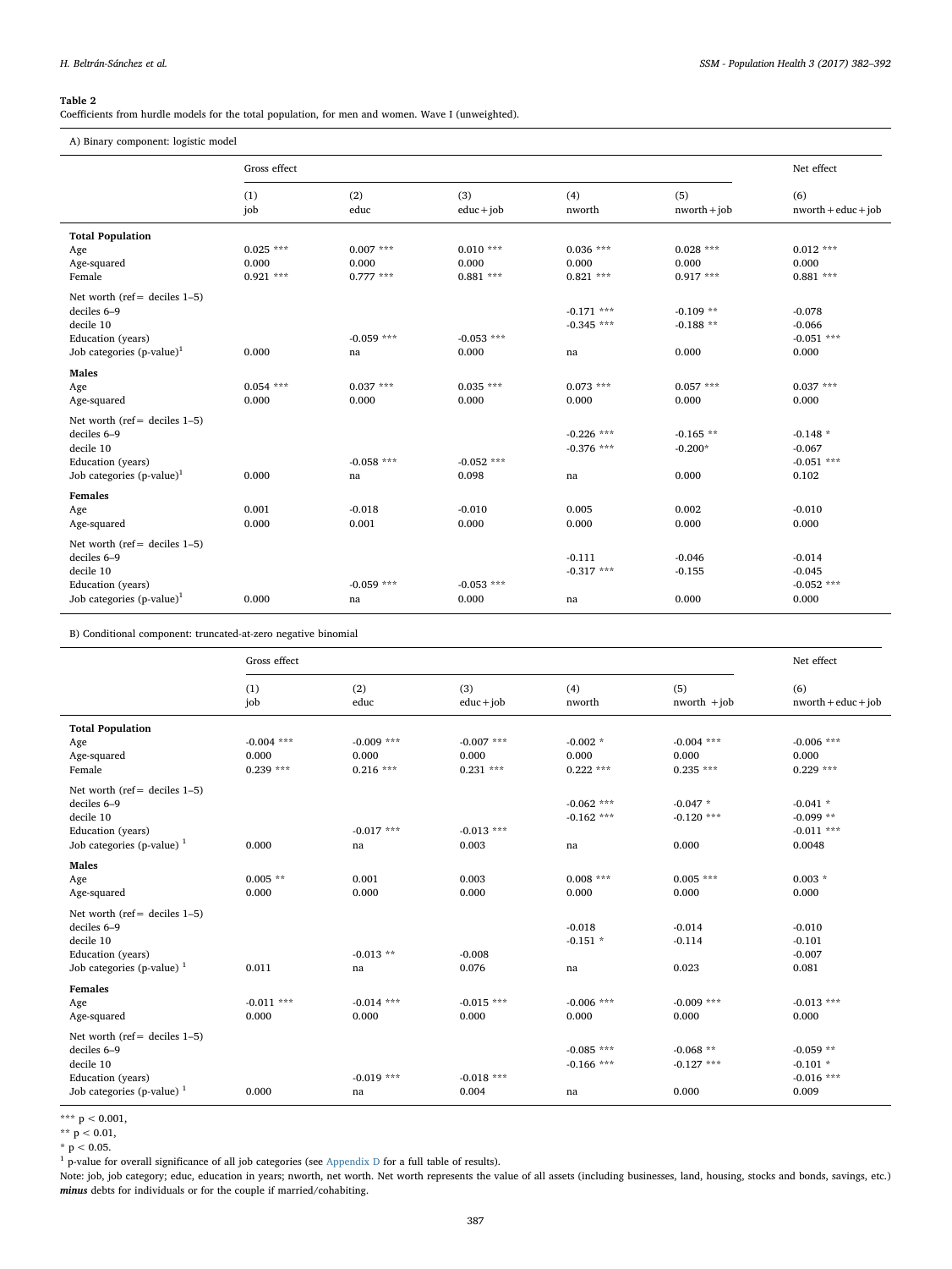**Table 2**

Coefficients from hurdle models for the total population, for men and women. Wave I (unweighted).

A) Binary component: logistic model

| | Gross effect | | | | | Net effect |
|---|---|---|---|---|---|---|
| | (1) job | (2) educ | (3) educ + job | (4) nworth | (5) nworth + job | (6) nworth + educ + job |
| **Total Population** | | | | | | |
| Age | 0.025 *** | 0.007 *** | 0.010 *** | 0.036 *** | 0.028 *** | 0.012 *** |
| Age-squared | 0.000 | 0.000 | 0.000 | 0.000 | 0.000 | 0.000 |
| Female | 0.921 *** | 0.777 *** | 0.881 *** | 0.821 *** | 0.917 *** | 0.881 *** |
| Net worth (ref = deciles 1–5) | | | | | | |
| deciles 6–9 | | | | -0.171 *** | -0.109 ** | -0.078 |
| decile 10 | | | | -0.345 *** | -0.188 ** | -0.066 |
| Education (years) | | -0.059 *** | -0.053 *** | | | -0.051 *** |
| Job categories (p-value)[1] | 0.000 | na | 0.000 | na | 0.000 | 0.000 |
| **Males** | | | | | | |
| Age | 0.054 *** | 0.037 *** | 0.035 *** | 0.073 *** | 0.057 *** | 0.037 *** |
| Age-squared | 0.000 | 0.000 | 0.000 | 0.000 | 0.000 | 0.000 |
| Net worth (ref = deciles 1–5) | | | | | | |
| deciles 6–9 | | | | -0.226 *** | -0.165 ** | -0.148 * |
| decile 10 | | | | -0.376 *** | -0.200* | -0.067 |
| Education (years) | | -0.058 *** | -0.052 *** | | | -0.051 *** |
| Job categories (p-value)[1] | 0.000 | na | 0.098 | na | 0.000 | 0.102 |
| **Females** | | | | | | |
| Age | 0.001 | -0.018 | -0.010 | 0.005 | 0.002 | -0.010 |
| Age-squared | 0.000 | 0.001 | 0.000 | 0.000 | 0.000 | 0.000 |
| Net worth (ref = deciles 1–5) | | | | | | |
| deciles 6–9 | | | | -0.111 | -0.046 | -0.014 |
| decile 10 | | | | -0.317 *** | -0.155 | -0.045 |
| Education (years) | | -0.059 *** | -0.053 *** | | | -0.052 *** |
| Job categories (p-value)[1] | 0.000 | na | 0.000 | na | 0.000 | 0.000 |

B) Conditional component: truncated-at-zero negative binomial

| | Gross effect | | | | | Net effect |
|---|---|---|---|---|---|---|
| | (1) job | (2) educ | (3) educ + job | (4) nworth | (5) nworth + job | (6) nworth + educ + job |
| **Total Population** | | | | | | |
| Age | -0.004 *** | -0.009 *** | -0.007 *** | -0.002 * | -0.004 *** | -0.006 *** |
| Age-squared | 0.000 | 0.000 | 0.000 | 0.000 | 0.000 | 0.000 |
| Female | 0.239 *** | 0.216 *** | 0.231 *** | 0.222 *** | 0.235 *** | 0.229 *** |
| Net worth (ref = deciles 1–5) | | | | | | |
| deciles 6–9 | | | | -0.062 *** | -0.047 * | -0.041 * |
| decile 10 | | | | -0.162 *** | -0.120 *** | -0.099 ** |
| Education (years) | | -0.017 *** | -0.013 *** | | | -0.011 *** |
| Job categories (p-value)[1] | 0.000 | na | 0.003 | na | 0.000 | 0.0048 |
| **Males** | | | | | | |
| Age | 0.005 ** | 0.001 | 0.003 | 0.008 *** | 0.005 *** | 0.003 * |
| Age-squared | 0.000 | 0.000 | 0.000 | 0.000 | 0.000 | 0.000 |
| Net worth (ref = deciles 1–5) | | | | | | |
| deciles 6–9 | | | | -0.018 | -0.014 | -0.010 |
| decile 10 | | | | -0.151 * | -0.114 | -0.101 |
| Education (years) | | -0.013 ** | -0.008 | | | -0.007 |
| Job categories (p-value)[1] | 0.011 | na | 0.076 | na | 0.023 | 0.081 |
| **Females** | | | | | | |
| Age | -0.011 *** | -0.014 *** | -0.015 *** | -0.006 *** | -0.009 *** | -0.013 *** |
| Age-squared | 0.000 | 0.000 | 0.000 | 0.000 | 0.000 | 0.000 |
| Net worth (ref = deciles 1–5) | | | | | | |
| deciles 6–9 | | | | -0.085 *** | -0.068 ** | -0.059 ** |
| decile 10 | | | | -0.166 *** | -0.127 *** | -0.101 * |
| Education (years) | | -0.019 *** | -0.018 *** | | | -0.016 *** |
| Job categories (p-value)[1] | 0.000 | na | 0.004 | na | 0.000 | 0.009 |

*** $p < 0.001$,

** $p < 0.01$,

* $p < 0.05$.

[1] p-value for overall significance of all job categories (see Appendix D for a full table of results).

Note: job, job category; educ, education in years; nworth, net worth. Net worth represents the value of all assets (including businesses, land, housing, stocks and bonds, savings, etc.) ***minus*** debts for individuals or for the couple if married/cohabiting.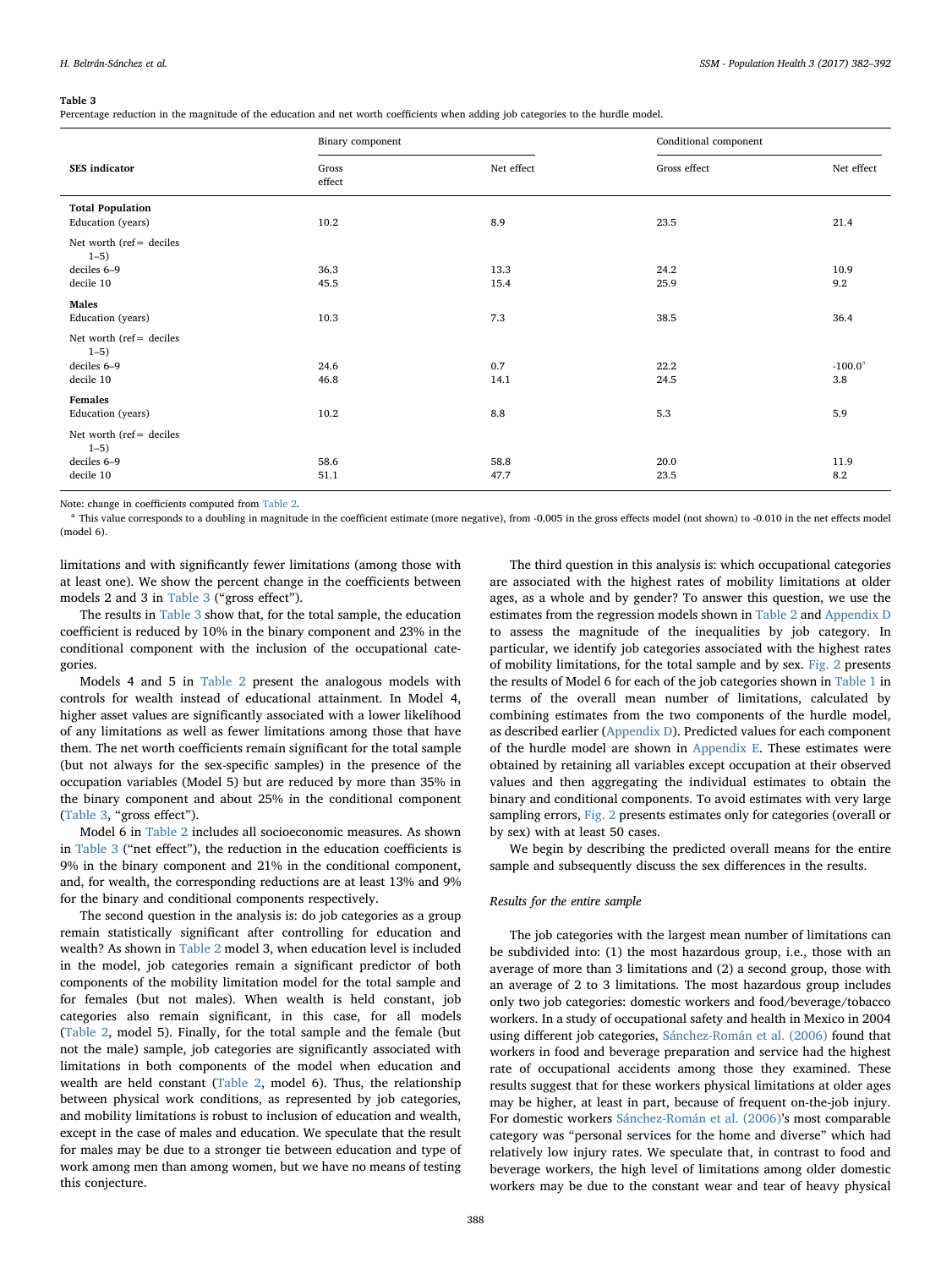**Table 3**
Percentage reduction in the magnitude of the education and net worth coefficients when adding job categories to the hurdle model.

| SES indicator | Binary component | | Conditional component | |
|---|---|---|---|---|
| | Gross effect | Net effect | Gross effect | Net effect |
| **Total Population** | | | | |
| Education (years) | 10.2 | 8.9 | 23.5 | 21.4 |
| Net worth (ref= deciles 1–5) | | | | |
| deciles 6–9 | 36.3 | 13.3 | 24.2 | 10.9 |
| decile 10 | 45.5 | 15.4 | 25.9 | 9.2 |
| **Males** | | | | |
| Education (years) | 10.3 | 7.3 | 38.5 | 36.4 |
| Net worth (ref= deciles 1–5) | | | | |
| deciles 6–9 | 24.6 | 0.7 | 22.2 | -100.0[a] |
| decile 10 | 46.8 | 14.1 | 24.5 | 3.8 |
| **Females** | | | | |
| Education (years) | 10.2 | 8.8 | 5.3 | 5.9 |
| Net worth (ref= deciles 1–5) | | | | |
| deciles 6–9 | 58.6 | 58.8 | 20.0 | 11.9 |
| decile 10 | 51.1 | 47.7 | 23.5 | 8.2 |

Note: change in coefficients computed from Table 2.
[a] This value corresponds to a doubling in magnitude in the coefficient estimate (more negative), from -0.005 in the gross effects model (not shown) to -0.010 in the net effects model (model 6).

limitations and with significantly fewer limitations (among those with at least one). We show the percent change in the coefficients between models 2 and 3 in Table 3 ("gross effect").

The results in Table 3 show that, for the total sample, the education coefficient is reduced by 10% in the binary component and 23% in the conditional component with the inclusion of the occupational categories.

Models 4 and 5 in Table 2 present the analogous models with controls for wealth instead of educational attainment. In Model 4, higher asset values are significantly associated with a lower likelihood of any limitations as well as fewer limitations among those that have them. The net worth coefficients remain significant for the total sample (but not always for the sex-specific samples) in the presence of the occupation variables (Model 5) but are reduced by more than 35% in the binary component and about 25% in the conditional component (Table 3, "gross effect").

Model 6 in Table 2 includes all socioeconomic measures. As shown in Table 3 ("net effect"), the reduction in the education coefficients is 9% in the binary component and 21% in the conditional component, and, for wealth, the corresponding reductions are at least 13% and 9% for the binary and conditional components respectively.

The second question in the analysis is: do job categories as a group remain statistically significant after controlling for education and wealth? As shown in Table 2 model 3, when education level is included in the model, job categories remain a significant predictor of both components of the mobility limitation model for the total sample and for females (but not males). When wealth is held constant, job categories also remain significant, in this case, for all models (Table 2, model 5). Finally, for the total sample and the female (but not the male) sample, job categories are significantly associated with limitations in both components of the model when education and wealth are held constant (Table 2, model 6). Thus, the relationship between physical work conditions, as represented by job categories, and mobility limitations is robust to inclusion of education and wealth, except in the case of males and education. We speculate that the result for males may be due to a stronger tie between education and type of work among men than among women, but we have no means of testing this conjecture.

The third question in this analysis is: which occupational categories are associated with the highest rates of mobility limitations at older ages, as a whole and by gender? To answer this question, we use the estimates from the regression models shown in Table 2 and Appendix D to assess the magnitude of the inequalities by job category. In particular, we identify job categories associated with the highest rates of mobility limitations, for the total sample and by sex. Fig. 2 presents the results of Model 6 for each of the job categories shown in Table 1 in terms of the overall mean number of limitations, calculated by combining estimates from the two components of the hurdle model, as described earlier (Appendix D). Predicted values for each component of the hurdle model are shown in Appendix E. These estimates were obtained by retaining all variables except occupation at their observed values and then aggregating the individual estimates to obtain the binary and conditional components. To avoid estimates with very large sampling errors, Fig. 2 presents estimates only for categories (overall or by sex) with at least 50 cases.

We begin by describing the predicted overall means for the entire sample and subsequently discuss the sex differences in the results.

*Results for the entire sample*

The job categories with the largest mean number of limitations can be subdivided into: (1) the most hazardous group, i.e., those with an average of more than 3 limitations and (2) a second group, those with an average of 2 to 3 limitations. The most hazardous group includes only two job categories: domestic workers and food/beverage/tobacco workers. In a study of occupational safety and health in Mexico in 2004 using different job categories, Sánchez-Román et al. (2006) found that workers in food and beverage preparation and service had the highest rate of occupational accidents among those they examined. These results suggest that for these workers physical limitations at older ages may be higher, at least in part, because of frequent on-the-job injury. For domestic workers Sánchez-Román et al. (2006)'s most comparable category was "personal services for the home and diverse" which had relatively low injury rates. We speculate that, in contrast to food and beverage workers, the high level of limitations among older domestic workers may be due to the constant wear and tear of heavy physical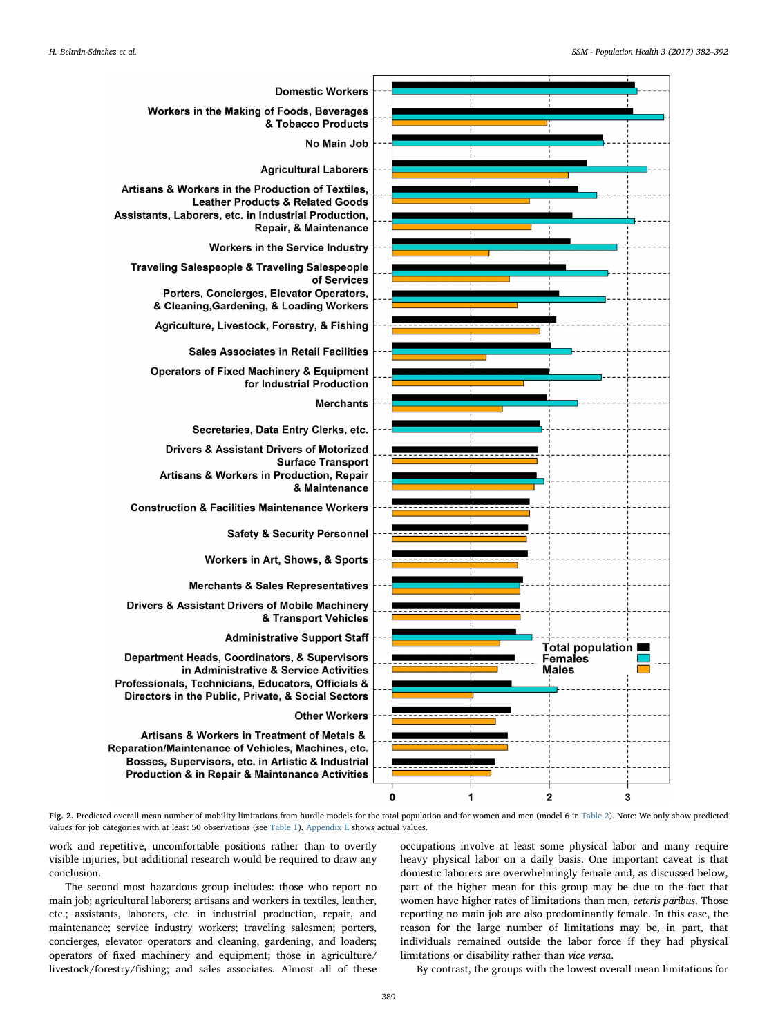**Fig. 2.** Predicted overall mean number of mobility limitations from hurdle models for the total population and for women and men (model 6 in Table 2). Note: We only show predicted values for job categories with at least 50 observations (see Table 1). Appendix E shows actual values.

work and repetitive, uncomfortable positions rather than to overtly visible injuries, but additional research would be required to draw any conclusion.

The second most hazardous group includes: those who report no main job; agricultural laborers; artisans and workers in textiles, leather, etc.; assistants, laborers, etc. in industrial production, repair, and maintenance; service industry workers; traveling salesmen; porters, concierges, elevator operators and cleaning, gardening, and loaders; operators of fixed machinery and equipment; those in agriculture/livestock/forestry/fishing; and sales associates. Almost all of these occupations involve at least some physical labor and many require heavy physical labor on a daily basis. One important caveat is that domestic laborers are overwhelmingly female and, as discussed below, part of the higher mean for this group may be due to the fact that women have higher rates of limitations than men, *ceteris paribus*. Those reporting no main job are also predominantly female. In this case, the reason for the large number of limitations may be, in part, that individuals remained outside the labor force if they had physical limitations or disability rather than *vice versa*.

By contrast, the groups with the lowest overall mean limitations for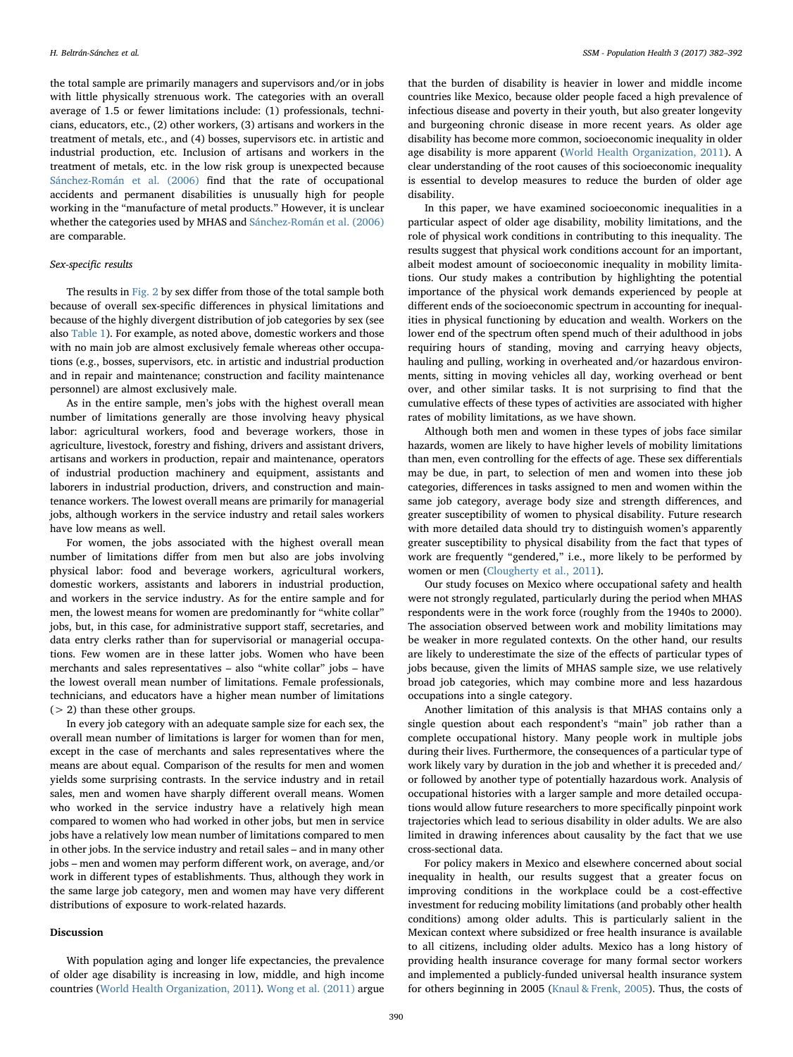the total sample are primarily managers and supervisors and/or in jobs with little physically strenuous work. The categories with an overall average of 1.5 or fewer limitations include: (1) professionals, technicians, educators, etc., (2) other workers, (3) artisans and workers in the treatment of metals, etc., and (4) bosses, supervisors etc. in artistic and industrial production, etc. Inclusion of artisans and workers in the treatment of metals, etc. in the low risk group is unexpected because Sánchez-Román et al. (2006) find that the rate of occupational accidents and permanent disabilities is unusually high for people working in the "manufacture of metal products." However, it is unclear whether the categories used by MHAS and Sánchez-Román et al. (2006) are comparable.

### Sex-specific results

The results in Fig. 2 by sex differ from those of the total sample both because of overall sex-specific differences in physical limitations and because of the highly divergent distribution of job categories by sex (see also Table 1). For example, as noted above, domestic workers and those with no main job are almost exclusively female whereas other occupations (e.g., bosses, supervisors, etc. in artistic and industrial production and in repair and maintenance; construction and facility maintenance personnel) are almost exclusively male.

As in the entire sample, men's jobs with the highest overall mean number of limitations generally are those involving heavy physical labor: agricultural workers, food and beverage workers, those in agriculture, livestock, forestry and fishing, drivers and assistant drivers, artisans and workers in production, repair and maintenance, operators of industrial production machinery and equipment, assistants and laborers in industrial production, drivers, and construction and maintenance workers. The lowest overall means are primarily for managerial jobs, although workers in the service industry and retail sales workers have low means as well.

For women, the jobs associated with the highest overall mean number of limitations differ from men but also are jobs involving physical labor: food and beverage workers, agricultural workers, domestic workers, assistants and laborers in industrial production, and workers in the service industry. As for the entire sample and for men, the lowest means for women are predominantly for "white collar" jobs, but, in this case, for administrative support staff, secretaries, and data entry clerks rather than for supervisorial or managerial occupations. Few women are in these latter jobs. Women who have been merchants and sales representatives – also "white collar" jobs – have the lowest overall mean number of limitations. Female professionals, technicians, and educators have a higher mean number of limitations (> 2) than these other groups.

In every job category with an adequate sample size for each sex, the overall mean number of limitations is larger for women than for men, except in the case of merchants and sales representatives where the means are about equal. Comparison of the results for men and women yields some surprising contrasts. In the service industry and in retail sales, men and women have sharply different overall means. Women who worked in the service industry have a relatively high mean compared to women who had worked in other jobs, but men in service jobs have a relatively low mean number of limitations compared to men in other jobs. In the service industry and retail sales – and in many other jobs – men and women may perform different work, on average, and/or work in different types of establishments. Thus, although they work in the same large job category, men and women may have very different distributions of exposure to work-related hazards.

## Discussion

With population aging and longer life expectancies, the prevalence of older age disability is increasing in low, middle, and high income countries (World Health Organization, 2011). Wong et al. (2011) argue that the burden of disability is heavier in lower and middle income countries like Mexico, because older people faced a high prevalence of infectious disease and poverty in their youth, but also greater longevity and burgeoning chronic disease in more recent years. As older age disability has become more common, socioeconomic inequality in older age disability is more apparent (World Health Organization, 2011). A clear understanding of the root causes of this socioeconomic inequality is essential to develop measures to reduce the burden of older age disability.

In this paper, we have examined socioeconomic inequalities in a particular aspect of older age disability, mobility limitations, and the role of physical work conditions in contributing to this inequality. The results suggest that physical work conditions account for an important, albeit modest amount of socioeconomic inequality in mobility limitations. Our study makes a contribution by highlighting the potential importance of the physical work demands experienced by people at different ends of the socioeconomic spectrum in accounting for inequalities in physical functioning by education and wealth. Workers on the lower end of the spectrum often spend much of their adulthood in jobs requiring hours of standing, moving and carrying heavy objects, hauling and pulling, working in overheated and/or hazardous environments, sitting in moving vehicles all day, working overhead or bent over, and other similar tasks. It is not surprising to find that the cumulative effects of these types of activities are associated with higher rates of mobility limitations, as we have shown.

Although both men and women in these types of jobs face similar hazards, women are likely to have higher levels of mobility limitations than men, even controlling for the effects of age. These sex differentials may be due, in part, to selection of men and women into these job categories, differences in tasks assigned to men and women within the same job category, average body size and strength differences, and greater susceptibility of women to physical disability. Future research with more detailed data should try to distinguish women's apparently greater susceptibility to physical disability from the fact that types of work are frequently "gendered," i.e., more likely to be performed by women or men (Clougherty et al., 2011).

Our study focuses on Mexico where occupational safety and health were not strongly regulated, particularly during the period when MHAS respondents were in the work force (roughly from the 1940s to 2000). The association observed between work and mobility limitations may be weaker in more regulated contexts. On the other hand, our results are likely to underestimate the size of the effects of particular types of jobs because, given the limits of MHAS sample size, we use relatively broad job categories, which may combine more and less hazardous occupations into a single category.

Another limitation of this analysis is that MHAS contains only a single question about each respondent's "main" job rather than a complete occupational history. Many people work in multiple jobs during their lives. Furthermore, the consequences of a particular type of work likely vary by duration in the job and whether it is preceded and/or followed by another type of potentially hazardous work. Analysis of occupational histories with a larger sample and more detailed occupations would allow future researchers to more specifically pinpoint work trajectories which lead to serious disability in older adults. We are also limited in drawing inferences about causality by the fact that we use cross-sectional data.

For policy makers in Mexico and elsewhere concerned about social inequality in health, our results suggest that a greater focus on improving conditions in the workplace could be a cost-effective investment for reducing mobility limitations (and probably other health conditions) among older adults. This is particularly salient in the Mexican context where subsidized or free health insurance is available to all citizens, including older adults. Mexico has a long history of providing health insurance coverage for many formal sector workers and implemented a publicly-funded universal health insurance system for others beginning in 2005 (Knaul & Frenk, 2005). Thus, the costs of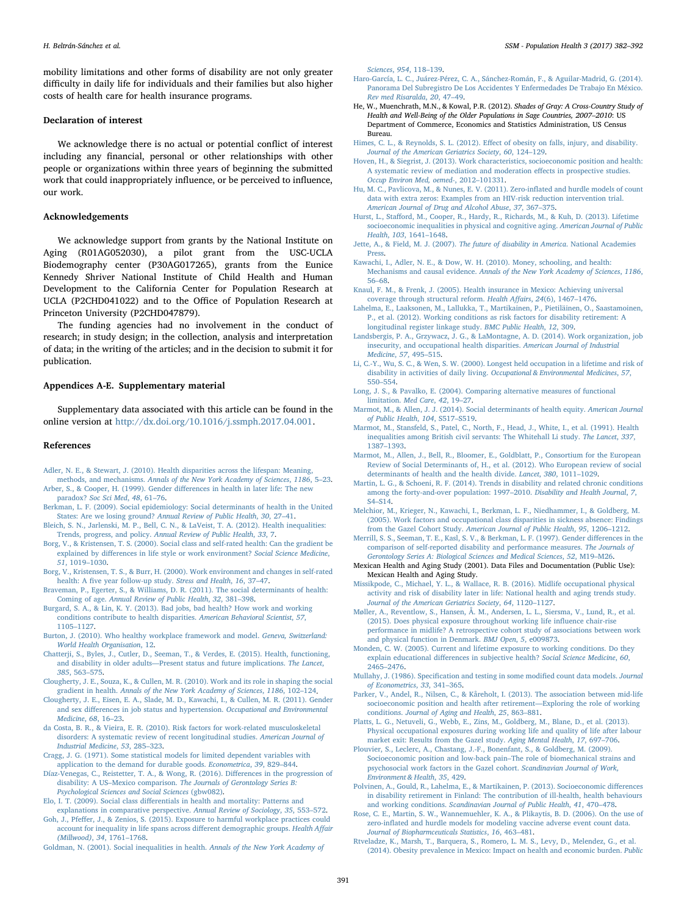mobility limitations and other forms of disability are not only greater difficulty in daily life for individuals and their families but also higher costs of health care for health insurance programs.

## Declaration of interest

We acknowledge there is no actual or potential conflict of interest including any financial, personal or other relationships with other people or organizations within three years of beginning the submitted work that could inappropriately influence, or be perceived to influence, our work.

## Acknowledgements

We acknowledge support from grants by the National Institute on Aging (R01AG052030), a pilot grant from the USC-UCLA Biodemography center (P30AG017265), grants from the Eunice Kennedy Shriver National Institute of Child Health and Human Development to the California Center for Population Research at UCLA (P2CHD041022) and to the Office of Population Research at Princeton University (P2CHD047879).

The funding agencies had no involvement in the conduct of research; in study design; in the collection, analysis and interpretation of data; in the writing of the articles; and in the decision to submit it for publication.

## Appendices A-E. Supplementary material

Supplementary data associated with this article can be found in the online version at http://dx.doi.org/10.1016/j.ssmph.2017.04.001.

## References

Adler, N. E., & Stewart, J. (2010). Health disparities across the lifespan: Meaning, methods, and mechanisms. *Annals of the New York Academy of Sciences*, *1186*, 5–23.

Arber, S., & Cooper, H. (1999). Gender differences in health in later life: The new paradox? *Soc Sci Med*, *48*, 61–76.

Berkman, L. F. (2009). Social epidemiology: Social determinants of health in the United States: Are we losing ground? *Annual Review of Public Health*, *30*, 27–41.

Bleich, S. N., Jarlenski, M. P., Bell, C. N., & LaVeist, T. A. (2012). Health inequalities: Trends, progress, and policy. *Annual Review of Public Health*, *33*, 7.

Borg, V., & Kristensen, T. S. (2000). Social class and self-rated health: Can the gradient be explained by differences in life style or work environment? *Social Science Medicine*, *51*, 1019–1030.

Borg, V., Kristensen, T. S., & Burr, H. (2000). Work environment and changes in self-rated health: A five year follow-up study. *Stress and Health*, *16*, 37–47.

Braveman, P., Egerter, S., & Williams, D. R. (2011). The social determinants of health: Coming of age. *Annual Review of Public Health*, *32*, 381–398.

Burgard, S. A., & Lin, K. Y. (2013). Bad jobs, bad health? How work and working conditions contribute to health disparities. *American Behavioral Scientist*, *57*, 1105–1127.

Burton, J. (2010). Who healthy workplace framework and model. *Geneva, Switzerland: World Health Organisation*, 12.

Chatterji, S., Byles, J., Cutler, D., Seeman, T., & Verdes, E. (2015). Health, functioning, and disability in older adults—Present status and future implications. *The Lancet*, *385*, 563–575.

Clougherty, J. E., Souza, K., & Cullen, M. R. (2010). Work and its role in shaping the social gradient in health. *Annals of the New York Academy of Sciences*, *1186*, 102–124.

Clougherty, J. E., Eisen, E. A., Slade, M. D., Kawachi, I., & Cullen, M. R. (2011). Gender and sex differences in job status and hypertension. *Occupational and Environmental Medicine*, *68*, 16–23.

da Costa, B. R., & Vieira, E. R. (2010). Risk factors for work-related musculoskeletal disorders: A systematic review of recent longitudinal studies. *American Journal of Industrial Medicine*, *53*, 285–323.

Cragg, J. G. (1971). Some statistical models for limited dependent variables with application to the demand for durable goods. *Econometrica*, *39*, 829–844.

Díaz-Venegas, C., Reistetter, T. A., & Wong, R. (2016). Differences in the progression of disability: A US–Mexico comparison. *The Journals of Gerontology Series B: Psychological Sciences and Social Sciences* (gbw082).

Elo, I. T. (2009). Social class differentials in health and mortality: Patterns and explanations in comparative perspective. *Annual Review of Sociology*, *35*, 553–572.

Goh, J., Pfeffer, J., & Zenios, S. (2015). Exposure to harmful workplace practices could account for inequality in life spans across different demographic groups. *Health Affair (Millwood)*, *34*, 1761–1768.

Goldman, N. (2001). Social inequalities in health. *Annals of the New York Academy of Sciences*, *954*, 118–139.

Haro-García, L. C., Juárez-Pérez, C. A., Sánchez-Román, F., & Aguilar-Madrid, G. (2014). Panorama Del Subregistro De Los Accidentes Y Enfermedades De Trabajo En México. *Rev med Risaralda*, *20*, 47–49.

He, W., Muenchrath, M.N., & Kowal, P.R. (2012). *Shades of Gray: A Cross-Country Study of Health and Well-Being of the Older Populations in Sage Countries, 2007–2010*: US Department of Commerce, Economics and Statistics Administration, US Census Bureau.

Himes, C. L., & Reynolds, S. L. (2012). Effect of obesity on falls, injury, and disability. *Journal of the American Geriatrics Society*, *60*, 124–129.

Hoven, H., & Siegrist, J. (2013). Work characteristics, socioeconomic position and health: A systematic review of mediation and moderation effects in prospective studies. *Occup Environ Med, oemed-*, 2012–101331.

Hu, M. C., Pavlicova, M., & Nunes, E. V. (2011). Zero-inflated and hurdle models of count data with extra zeros: Examples from an HIV-risk reduction intervention trial. *American Journal of Drug and Alcohol Abuse*, *37*, 367–375.

Hurst, L., Stafford, M., Cooper, R., Hardy, R., Richards, M., & Kuh, D. (2013). Lifetime socioeconomic inequalities in physical and cognitive aging. *American Journal of Public Health*, *103*, 1641–1648.

Jette, A., & Field, M. J. (2007). *The future of disability in America*. National Academies Press.

Kawachi, I., Adler, N. E., & Dow, W. H. (2010). Money, schooling, and health: Mechanisms and causal evidence. *Annals of the New York Academy of Sciences*, *1186*, 56–68.

Knaul, F. M., & Frenk, J. (2005). Health insurance in Mexico: Achieving universal coverage through structural reform. *Health Affairs*, *24*(6), 1467–1476.

Lahelma, E., Laaksonen, M., Lallukka, T., Martikainen, P., Pietiläinen, O., Saastamoinen, P., et al. (2012). Working conditions as risk factors for disability retirement: A longitudinal register linkage study. *BMC Public Health*, *12*, 309.

Landsbergis, P. A., Grzywacz, J. G., & LaMontagne, A. D. (2014). Work organization, job insecurity, and occupational health disparities. *American Journal of Industrial Medicine*, *57*, 495–515.

Li, C.-Y., Wu, S. C., & Wen, S. W. (2000). Longest held occupation in a lifetime and risk of disability in activities of daily living. *Occupational & Environmental Medicines*, *57*, 550–554.

Long, J. S., & Pavalko, E. (2004). Comparing alternative measures of functional limitation. *Med Care*, *42*, 19–27.

Marmot, M., & Allen, J. J. (2014). Social determinants of health equity. *American Journal of Public Health*, *104*, S517–S519.

Marmot, M., Stansfeld, S., Patel, C., North, F., Head, J., White, I., et al. (1991). Health inequalities among British civil servants: The Whitehall Li study. *The Lancet*, *337*, 1387–1393.

Marmot, M., Allen, J., Bell, R., Bloomer, E., Goldblatt, P., Consortium for the European Review of Social Determinants of, H., et al. (2012). Who European review of social determinants of health and the health divide. *Lancet*, *380*, 1011–1029.

Martin, L. G., & Schoeni, R. F. (2014). Trends in disability and related chronic conditions among the forty-and-over population: 1997–2010. *Disability and Health Journal*, *7*, S4–S14.

Melchior, M., Krieger, N., Kawachi, I., Berkman, L. F., Niedhammer, I., & Goldberg, M. (2005). Work factors and occupational class disparities in sickness absence: Findings from the Gazel Cohort Study. *American Journal of Public Health*, *95*, 1206–1212.

Merrill, S. S., Seeman, T. E., Kasl, S. V., & Berkman, L. F. (1997). Gender differences in the comparison of self-reported disability and performance measures. *The Journals of Gerontology Series A: Biological Sciences and Medical Sciences*, *52*, M19–M26.

Mexican Health and Aging Study (2001). Data Files and Documentation (Public Use): Mexican Health and Aging Study.

Missikpode, C., Michael, Y. L., & Wallace, R. B. (2016). Midlife occupational physical activity and risk of disability later in life: National health and aging trends study. *Journal of the American Geriatrics Society*, *64*, 1120–1127.

Møller, A., Reventlow, S., Hansen, Å. M., Andersen, L. L., Siersma, V., Lund, R., et al. (2015). Does physical exposure throughout working life influence chair-rise performance in midlife? A retrospective cohort study of associations between work and physical function in Denmark. *BMJ Open*, *5*, e009873.

Monden, C. W. (2005). Current and lifetime exposure to working conditions. Do they explain educational differences in subjective health? *Social Science Medicine*, *60*, 2465–2476.

Mullahy, J. (1986). Specification and testing in some modified count data models. *Journal of Econometrics*, *33*, 341–365.

Parker, V., Andel, R., Nilsen, C., & Kåreholt, I. (2013). The association between mid-life socioeconomic position and health after retirement—Exploring the role of working conditions. *Journal of Aging and Health*, *25*, 863–881.

Platts, L. G., Netuveli, G., Webb, E., Zins, M., Goldberg, M., Blane, D., et al. (2013). Physical occupational exposures during working life and quality of life after labour market exit: Results from the Gazel study. *Aging Mental Health*, *17*, 697–706.

Plouvier, S., Leclerc, A., Chastang, J.-F., Bonenfant, S., & Goldberg, M. (2009). Socioeconomic position and low-back pain–The role of biomechanical strains and psychosocial work factors in the Gazel cohort. *Scandinavian Journal of Work, Environment & Health*, *35*, 429.

Polvinen, A., Gould, R., Lahelma, E., & Martikainen, P. (2013). Socioeconomic differences in disability retirement in Finland: The contribution of ill-health, health behaviours and working conditions. *Scandinavian Journal of Public Health*, *41*, 470–478.

Rose, C. E., Martin, S. W., Wannemuehler, K. A., & Plikaytis, B. D. (2006). On the use of zero-inflated and hurdle models for modeling vaccine adverse event count data. *Journal of Biopharmceuticals Statistics*, *16*, 463–481.

Rtveladze, K., Marsh, T., Barquera, S., Romero, L. M. S., Levy, D., Melendez, G., et al. (2014). Obesity prevalence in Mexico: Impact on health and economic burden. *Public*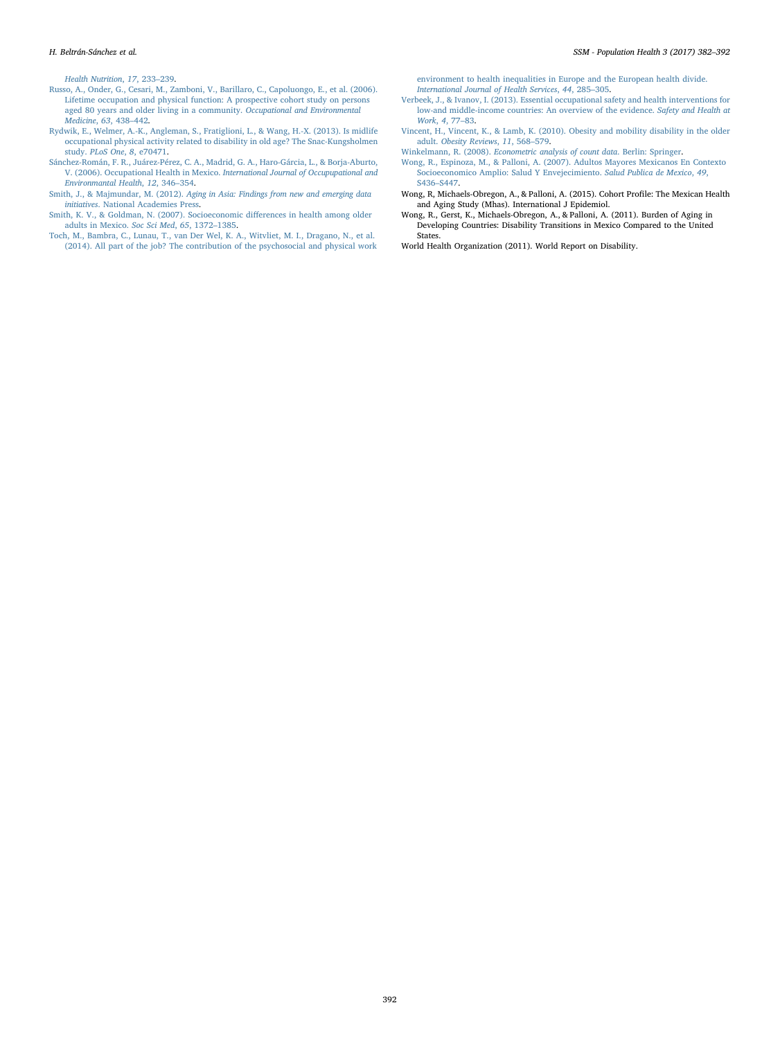*Health Nutrition*, *17*, 233–239.

Russo, A., Onder, G., Cesari, M., Zamboni, V., Barillaro, C., Capoluongo, E., et al. (2006). Lifetime occupation and physical function: A prospective cohort study on persons aged 80 years and older living in a community. *Occupational and Environmental Medicine*, *63*, 438–442.

Rydwik, E., Welmer, A.-K., Angleman, S., Fratiglioni, L., & Wang, H.-X. (2013). Is midlife occupational physical activity related to disability in old age? The Snac-Kungsholmen study. *PLoS One*, *8*, e70471.

Sánchez-Román, F. R., Juárez-Pérez, C. A., Madrid, G. A., Haro-Gárcia, L., & Borja-Aburto, V. (2006). Occupational Health in Mexico. *International Journal of Occupupational and Environmantal Health*, *12*, 346–354.

Smith, J., & Majmundar, M. (2012). *Aging in Asia: Findings from new and emerging data initiatives*. National Academies Press.

Smith, K. V., & Goldman, N. (2007). Socioeconomic differences in health among older adults in Mexico. *Soc Sci Med*, *65*, 1372–1385.

Toch, M., Bambra, C., Lunau, T., van Der Wel, K. A., Witvliet, M. I., Dragano, N., et al. (2014). All part of the job? The contribution of the psychosocial and physical work environment to health inequalities in Europe and the European health divide. *International Journal of Health Services*, *44*, 285–305.

Verbeek, J., & Ivanov, I. (2013). Essential occupational safety and health interventions for low-and middle-income countries: An overview of the evidence. *Safety and Health at Work*, *4*, 77–83.

Vincent, H., Vincent, K., & Lamb, K. (2010). Obesity and mobility disability in the older adult. *Obesity Reviews*, *11*, 568–579.

Winkelmann, R. (2008). *Econometric analysis of count data*. Berlin: Springer.

Wong, R., Espinoza, M., & Palloni, A. (2007). Adultos Mayores Mexicanos En Contexto Socioeconomico Amplio: Salud Y Envejecimiento. *Salud Publica de Mexico*, *49*, S436–S447.

Wong, R, Michaels-Obregon, A., & Palloni, A. (2015). Cohort Profile: The Mexican Health and Aging Study (Mhas). International J Epidemiol.

Wong, R., Gerst, K., Michaels-Obregon, A., & Palloni, A. (2011). Burden of Aging in Developing Countries: Disability Transitions in Mexico Compared to the United States.

World Health Organization (2011). World Report on Disability.